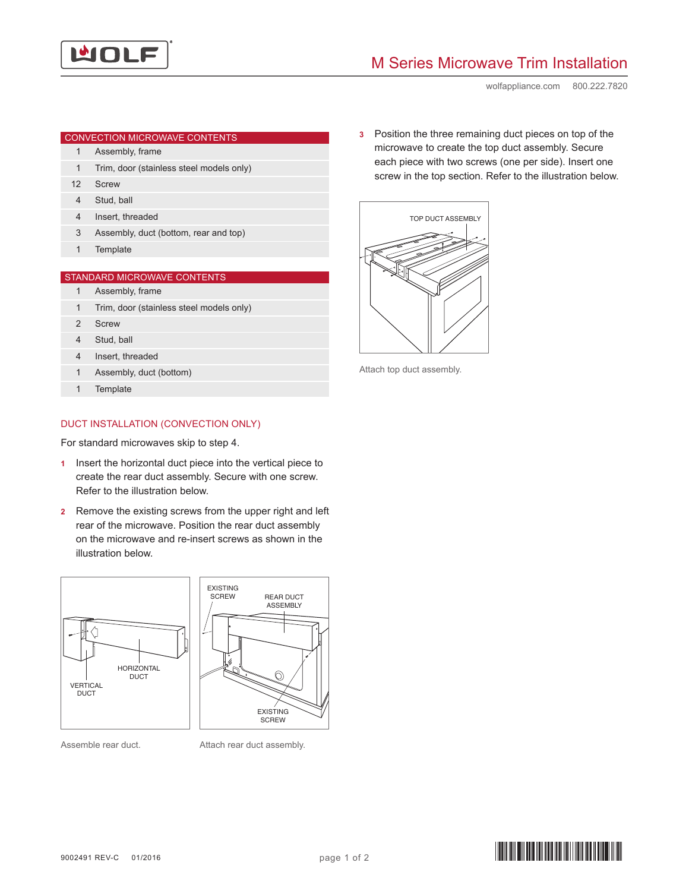# M Series Microwave Trim Installation

wolfappliance.com 800.222.7820

| CONVECTION MICROWAVE CONTENTS | |
|---|---|
| 1 | Assembly, frame |
| 1 | Trim, door (stainless steel models only) |
| 12 | Screw |
| 4 | Stud, ball |
| 4 | Insert, threaded |
| 3 | Assembly, duct (bottom, rear and top) |
| 1 | Template |

| STANDARD MICROWAVE CONTENTS | |
|---|---|
| 1 | Assembly, frame |
| 1 | Trim, door (stainless steel models only) |
| 2 | Screw |
| 4 | Stud, ball |
| 4 | Insert, threaded |
| 1 | Assembly, duct (bottom) |
| 1 | Template |

## DUCT INSTALLATION (CONVECTION ONLY)

For standard microwaves skip to step 4.

1. Insert the horizontal duct piece into the vertical piece to create the rear duct assembly. Secure with one screw. Refer to the illustration below.
2. Remove the existing screws from the upper right and left rear of the microwave. Position the rear duct assembly on the microwave and re-insert screws as shown in the illustration below.

Assemble rear duct.

Attach rear duct assembly.

3. Position the three remaining duct pieces on top of the microwave to create the top duct assembly. Secure each piece with two screws (one per side). Insert one screw in the top section. Refer to the illustration below.

Attach top duct assembly.

9002491 REV-C 01/2016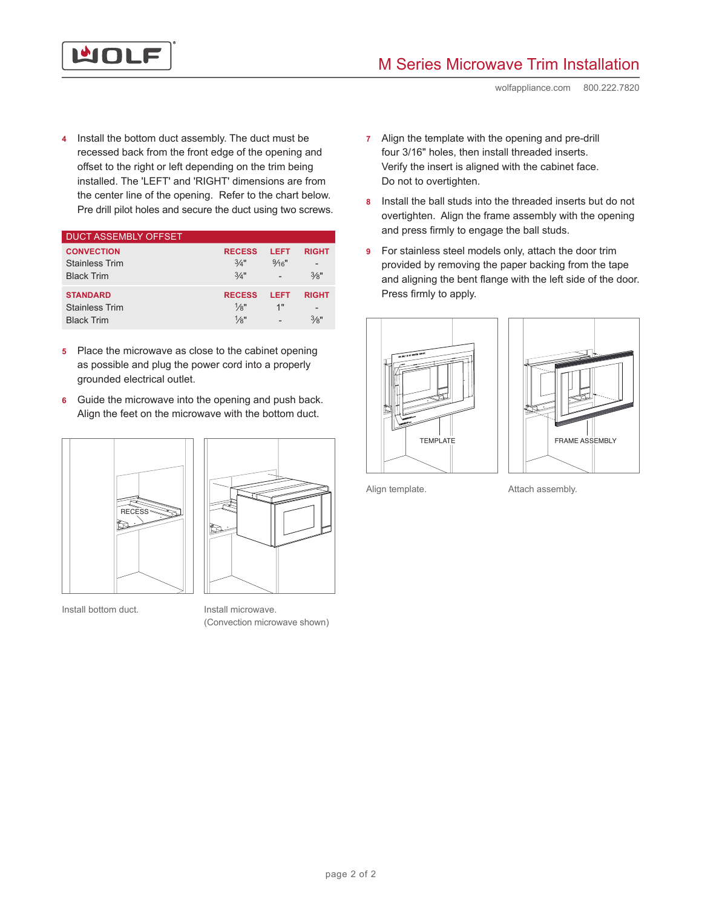4 Install the bottom duct assembly. The duct must be recessed back from the front edge of the opening and offset to the right or left depending on the trim being installed. The 'LEFT' and 'RIGHT' dimensions are from the center line of the opening. Refer to the chart below. Pre drill pilot holes and secure the duct using two screws.

| DUCT ASSEMBLY OFFSET | | | |
|---|---|---|---|
| **CONVECTION** | **RECESS** | **LEFT** | **RIGHT** |
| Stainless Trim | 3/4" | 9/16" | - |
| Black Trim | 3/4" | - | 3/8" |
| **STANDARD** | **RECESS** | **LEFT** | **RIGHT** |
| Stainless Trim | 1/8" | 1" | - |
| Black Trim | 1/8" | - | 3/8" |

5 Place the microwave as close to the cabinet opening as possible and plug the power cord into a properly grounded electrical outlet.

6 Guide the microwave into the opening and push back. Align the feet on the microwave with the bottom duct.

RECESS

Install bottom duct.

Install microwave.
(Convection microwave shown)

7 Align the template with the opening and pre-drill four 3/16" holes, then install threaded inserts. Verify the insert is aligned with the cabinet face. Do not to overtighten.

8 Install the ball studs into the threaded inserts but do not overtighten. Align the frame assembly with the opening and press firmly to engage the ball studs.

9 For stainless steel models only, attach the door trim provided by removing the paper backing from the tape and aligning the bent flange with the left side of the door. Press firmly to apply.

TEMPLATE

Align template.

FRAME ASSEMBLY

Attach assembly.